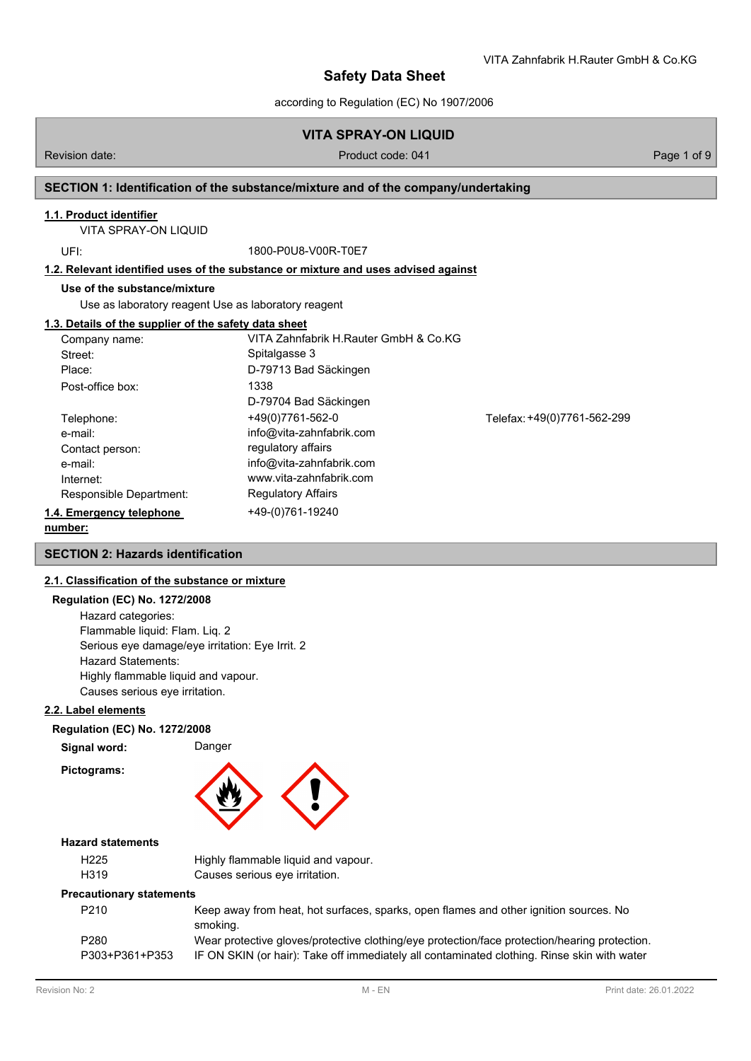# Safety Data Sheet

according to Regulation (EC) No 1907/2006

## VITA SPRAY-ON LIQUID

Revision date: Product code: 041

## SECTION 1: Identification of the substance/mixture and of the company/undertaking

### 1.1. Product identifier

VITA SPRAY-ON LIQUID

UFI: 1800-P0U8-V00R-T0E7

### 1.2. Relevant identified uses of the substance or mixture and uses advised against

**Use of the substance/mixture**

Use as laboratory reagent Use as laboratory reagent

### 1.3. Details of the supplier of the safety data sheet

| | |
|---|---|
| Company name: | VITA Zahnfabrik H.Rauter GmbH & Co.KG |
| Street: | Spitalgasse 3 |
| Place: | D-79713 Bad Säckingen |
| Post-office box: | 1338 |
| | D-79704 Bad Säckingen |
| Telephone: | +49(0)7761-562-0 Telefax: +49(0)7761-562-299 |
| e-mail: | info@vita-zahnfabrik.com |
| Contact person: | regulatory affairs |
| e-mail: | info@vita-zahnfabrik.com |
| Internet: | www.vita-zahnfabrik.com |
| Responsible Department: | Regulatory Affairs |

### 1.4. Emergency telephone number:

+49-(0)761-19240

## SECTION 2: Hazards identification

### 2.1. Classification of the substance or mixture

**Regulation (EC) No. 1272/2008**

Hazard categories:
Flammable liquid: Flam. Liq. 2
Serious eye damage/eye irritation: Eye Irrit. 2
Hazard Statements:
Highly flammable liquid and vapour.
Causes serious eye irritation.

### 2.2. Label elements

**Regulation (EC) No. 1272/2008**

**Signal word:** Danger

**Pictograms:**

**Hazard statements**

| | |
|---|---|
| H225 | Highly flammable liquid and vapour. |
| H319 | Causes serious eye irritation. |

**Precautionary statements**

| | |
|---|---|
| P210 | Keep away from heat, hot surfaces, sparks, open flames and other ignition sources. No smoking. |
| P280 | Wear protective gloves/protective clothing/eye protection/face protection/hearing protection. |
| P303+P361+P353 | IF ON SKIN (or hair): Take off immediately all contaminated clothing. Rinse skin with water |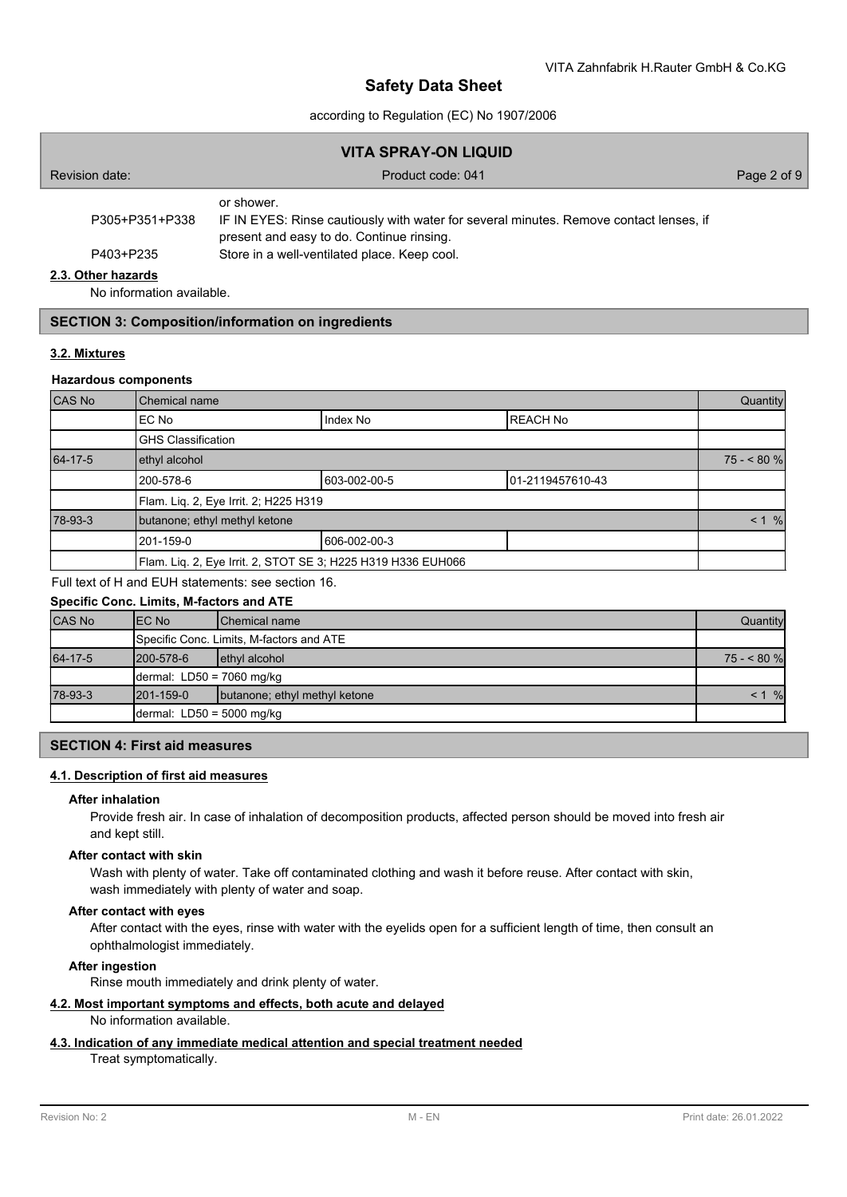or shower.

| | |
|---|---|
| P305+P351+P338 | IF IN EYES: Rinse cautiously with water for several minutes. Remove contact lenses, if present and easy to do. Continue rinsing. |
| P403+P235 | Store in a well-ventilated place. Keep cool. |

**2.3. Other hazards**

No information available.

## SECTION 3: Composition/information on ingredients

**3.2. Mixtures**

**Hazardous components**

| CAS No | Chemical name | | | Quantity |
|---|---|---|---|---|
| | EC No | Index No | REACH No | |
| | GHS Classification | | | |
| 64-17-5 | ethyl alcohol | | | 75 - < 80 % |
| | 200-578-6 | 603-002-00-5 | 01-2119457610-43 | |
| | Flam. Liq. 2, Eye Irrit. 2; H225 H319 | | | |
| 78-93-3 | butanone; ethyl methyl ketone | | | < 1 % |
| | 201-159-0 | 606-002-00-3 | | |
| | Flam. Liq. 2, Eye Irrit. 2, STOT SE 3; H225 H319 H336 EUH066 | | | |

Full text of H and EUH statements: see section 16.

**Specific Conc. Limits, M-factors and ATE**

| CAS No | EC No | Chemical name | Quantity |
|---|---|---|---|
| | Specific Conc. Limits, M-factors and ATE | | |
| 64-17-5 | 200-578-6 | ethyl alcohol | 75 - < 80 % |
| | dermal: LD50 = 7060 mg/kg | | |
| 78-93-3 | 201-159-0 | butanone; ethyl methyl ketone | < 1 % |
| | dermal: LD50 = 5000 mg/kg | | |

## SECTION 4: First aid measures

**4.1. Description of first aid measures**

**After inhalation**

Provide fresh air. In case of inhalation of decomposition products, affected person should be moved into fresh air and kept still.

**After contact with skin**

Wash with plenty of water. Take off contaminated clothing and wash it before reuse. After contact with skin, wash immediately with plenty of water and soap.

**After contact with eyes**

After contact with the eyes, rinse with water with the eyelids open for a sufficient length of time, then consult an ophthalmologist immediately.

**After ingestion**

Rinse mouth immediately and drink plenty of water.

**4.2. Most important symptoms and effects, both acute and delayed**

No information available.

**4.3. Indication of any immediate medical attention and special treatment needed**

Treat symptomatically.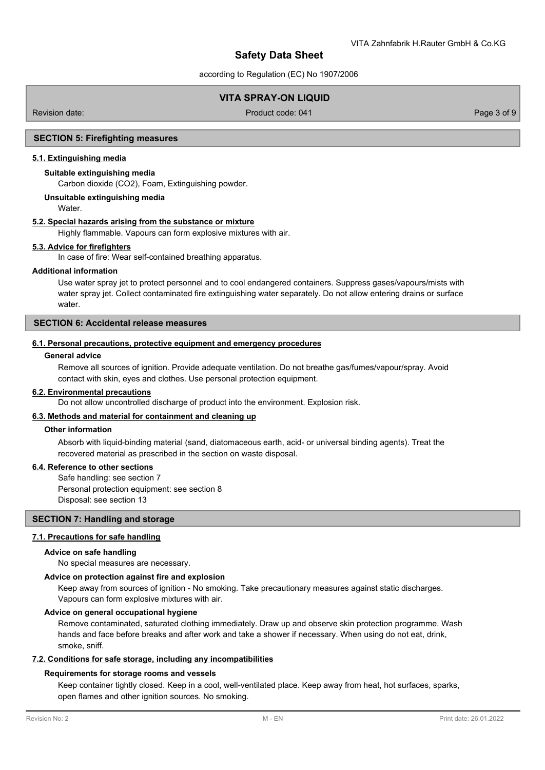## SECTION 5: Firefighting measures

### 5.1. Extinguishing media

**Suitable extinguishing media**

Carbon dioxide ($CO_2$), Foam, Extinguishing powder.

**Unsuitable extinguishing media**

Water.

### 5.2. Special hazards arising from the substance or mixture

Highly flammable. Vapours can form explosive mixtures with air.

### 5.3. Advice for firefighters

In case of fire: Wear self-contained breathing apparatus.

**Additional information**

Use water spray jet to protect personnel and to cool endangered containers. Suppress gases/vapours/mists with water spray jet. Collect contaminated fire extinguishing water separately. Do not allow entering drains or surface water.

## SECTION 6: Accidental release measures

### 6.1. Personal precautions, protective equipment and emergency procedures

**General advice**

Remove all sources of ignition. Provide adequate ventilation. Do not breathe gas/fumes/vapour/spray. Avoid contact with skin, eyes and clothes. Use personal protection equipment.

### 6.2. Environmental precautions

Do not allow uncontrolled discharge of product into the environment. Explosion risk.

### 6.3. Methods and material for containment and cleaning up

**Other information**

Absorb with liquid-binding material (sand, diatomaceous earth, acid- or universal binding agents). Treat the recovered material as prescribed in the section on waste disposal.

### 6.4. Reference to other sections

Safe handling: see section 7
Personal protection equipment: see section 8
Disposal: see section 13

## SECTION 7: Handling and storage

### 7.1. Precautions for safe handling

**Advice on safe handling**

No special measures are necessary.

**Advice on protection against fire and explosion**

Keep away from sources of ignition - No smoking. Take precautionary measures against static discharges. Vapours can form explosive mixtures with air.

**Advice on general occupational hygiene**

Remove contaminated, saturated clothing immediately. Draw up and observe skin protection programme. Wash hands and face before breaks and after work and take a shower if necessary. When using do not eat, drink, smoke, sniff.

### 7.2. Conditions for safe storage, including any incompatibilities

**Requirements for storage rooms and vessels**

Keep container tightly closed. Keep in a cool, well-ventilated place. Keep away from heat, hot surfaces, sparks, open flames and other ignition sources. No smoking.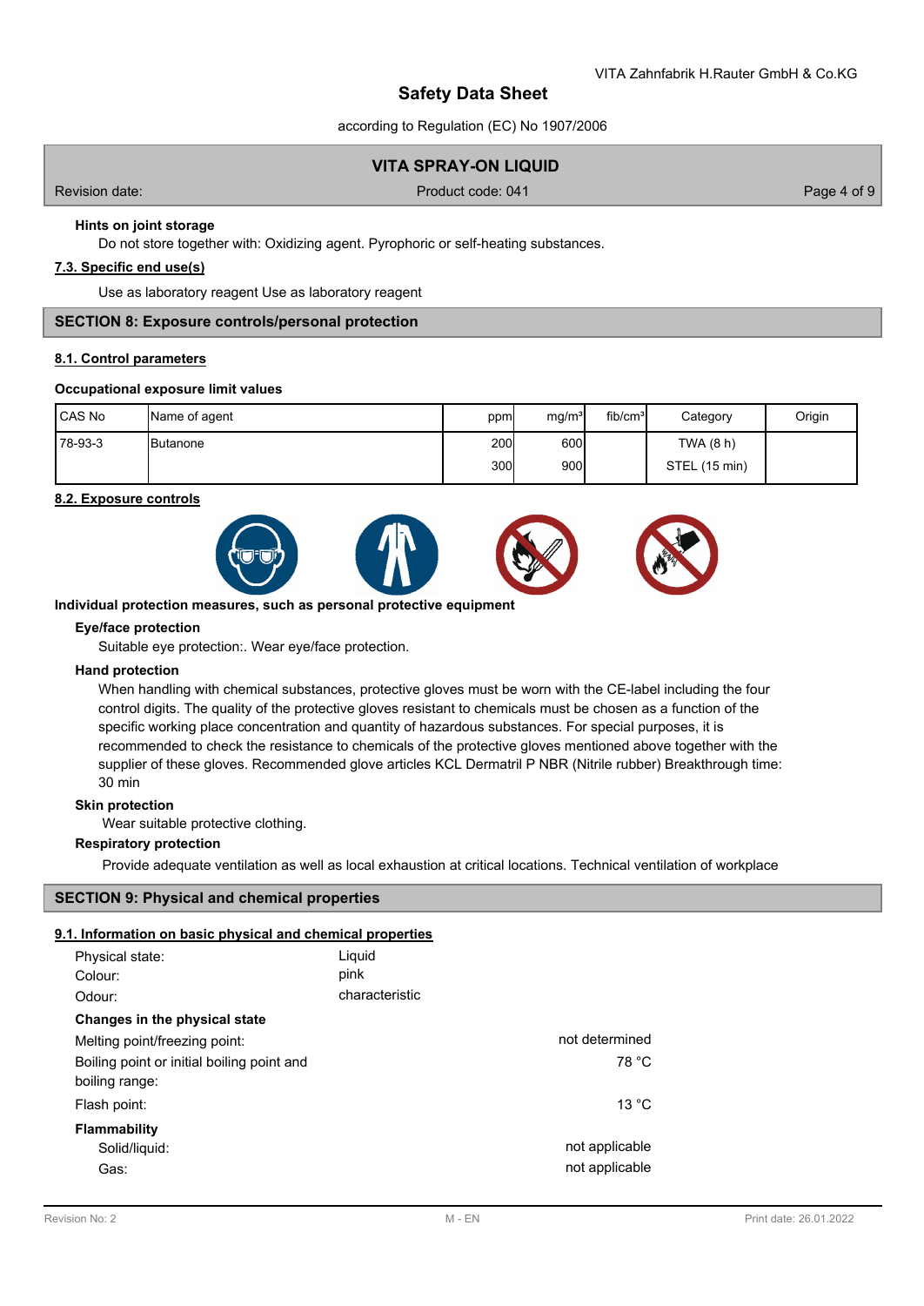**Hints on joint storage**

Do not store together with: Oxidizing agent. Pyrophoric or self-heating substances.

### 7.3. Specific end use(s)

Use as laboratory reagent Use as laboratory reagent

## SECTION 8: Exposure controls/personal protection

### 8.1. Control parameters

**Occupational exposure limit values**

| CAS No | Name of agent | ppm | mg/m³ | fib/cm³ | Category | Origin |
|---|---|---|---|---|---|---|
| 78-93-3 | Butanone | 200 | 600 | | TWA (8 h) | |
| | | 300 | 900 | | STEL (15 min) | |

### 8.2. Exposure controls

**Individual protection measures, such as personal protective equipment**

**Eye/face protection**

Suitable eye protection:. Wear eye/face protection.

**Hand protection**

When handling with chemical substances, protective gloves must be worn with the CE-label including the four control digits. The quality of the protective gloves resistant to chemicals must be chosen as a function of the specific working place concentration and quantity of hazardous substances. For special purposes, it is recommended to check the resistance to chemicals of the protective gloves mentioned above together with the supplier of these gloves. Recommended glove articles KCL Dermatril P NBR (Nitrile rubber) Breakthrough time: 30 min

**Skin protection**

Wear suitable protective clothing.

**Respiratory protection**

Provide adequate ventilation as well as local exhaustion at critical locations. Technical ventilation of workplace

## SECTION 9: Physical and chemical properties

### 9.1. Information on basic physical and chemical properties

| | |
|---|---|
| Physical state: | Liquid |
| Colour: | pink |
| Odour: | characteristic |

**Changes in the physical state**

| | |
|---|---|
| Melting point/freezing point: | not determined |
| Boiling point or initial boiling point and boiling range: | 78 °C |
| Flash point: | 13 °C |

**Flammability**

| | |
|---|---|
| Solid/liquid: | not applicable |
| Gas: | not applicable |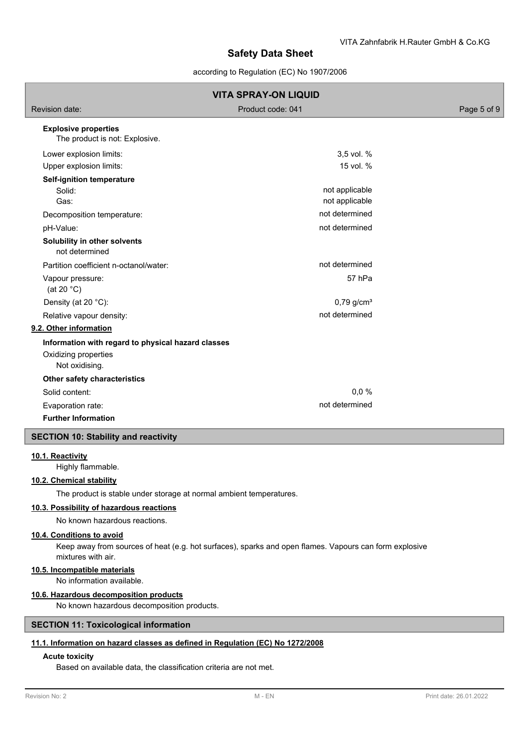**Explosive properties**

The product is not: Explosive.

| | |
|---|---|
| Lower explosion limits: | 3,5 vol. % |
| Upper explosion limits: | 15 vol. % |

**Self-ignition temperature**

| | |
|---|---|
| Solid: | not applicable |
| Gas: | not applicable |
| Decomposition temperature: | not determined |
| pH-Value: | not determined |

**Solubility in other solvents**

not determined

| | |
|---|---|
| Partition coefficient n-octanol/water: | not determined |
| Vapour pressure: (at 20 °C) | 57 hPa |
| Density (at 20 °C): | 0,79 g/cm³ |
| Relative vapour density: | not determined |

**9.2. Other information**

**Information with regard to physical hazard classes**

Oxidizing properties

Not oxidising.

**Other safety characteristics**

| | |
|---|---|
| Solid content: | 0,0 % |
| Evaporation rate: | not determined |

**Further Information**

## SECTION 10: Stability and reactivity

**10.1. Reactivity**

Highly flammable.

**10.2. Chemical stability**

The product is stable under storage at normal ambient temperatures.

**10.3. Possibility of hazardous reactions**

No known hazardous reactions.

**10.4. Conditions to avoid**

Keep away from sources of heat (e.g. hot surfaces), sparks and open flames. Vapours can form explosive mixtures with air.

**10.5. Incompatible materials**

No information available.

**10.6. Hazardous decomposition products**

No known hazardous decomposition products.

## SECTION 11: Toxicological information

**11.1. Information on hazard classes as defined in Regulation (EC) No 1272/2008**

**Acute toxicity**

Based on available data, the classification criteria are not met.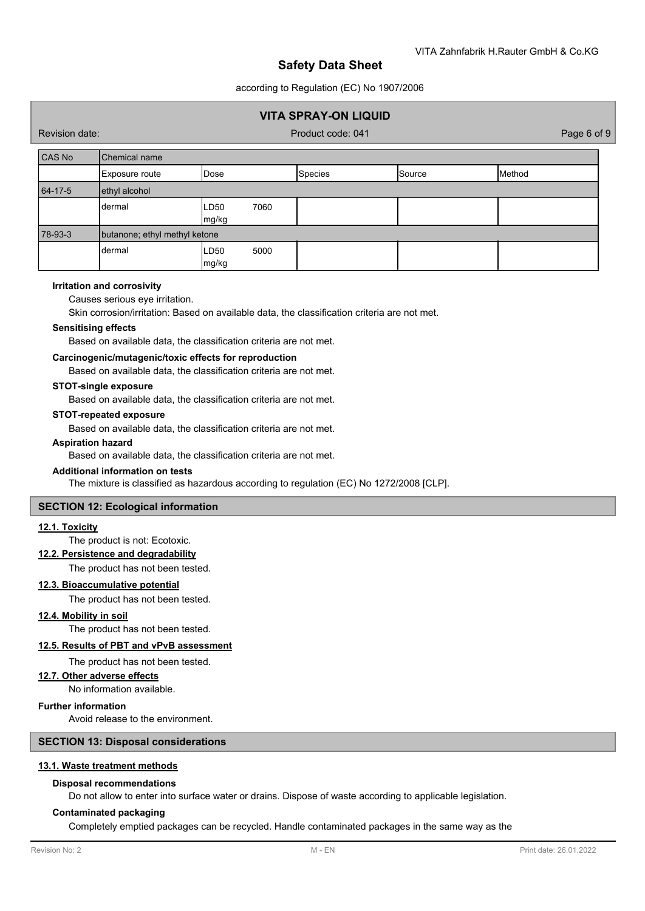| CAS No | Chemical name | | | | |
|---|---|---|---|---|---|
| | Exposure route | Dose | Species | Source | Method |
| 64-17-5 | ethyl alcohol | | | | |
| | dermal | LD50 7060 mg/kg | | | |
| 78-93-3 | butanone; ethyl methyl ketone | | | | |
| | dermal | LD50 5000 mg/kg | | | |

**Irritation and corrosivity**

Causes serious eye irritation.

Skin corrosion/irritation: Based on available data, the classification criteria are not met.

**Sensitising effects**

Based on available data, the classification criteria are not met.

**Carcinogenic/mutagenic/toxic effects for reproduction**

Based on available data, the classification criteria are not met.

**STOT-single exposure**

Based on available data, the classification criteria are not met.

**STOT-repeated exposure**

Based on available data, the classification criteria are not met.

**Aspiration hazard**

Based on available data, the classification criteria are not met.

**Additional information on tests**

The mixture is classified as hazardous according to regulation (EC) No 1272/2008 [CLP].

## SECTION 12: Ecological information

### 12.1. Toxicity

The product is not: Ecotoxic.

### 12.2. Persistence and degradability

The product has not been tested.

### 12.3. Bioaccumulative potential

The product has not been tested.

### 12.4. Mobility in soil

The product has not been tested.

### 12.5. Results of PBT and vPvB assessment

The product has not been tested.

### 12.7. Other adverse effects

No information available.

**Further information**

Avoid release to the environment.

## SECTION 13: Disposal considerations

### 13.1. Waste treatment methods

**Disposal recommendations**

Do not allow to enter into surface water or drains. Dispose of waste according to applicable legislation.

**Contaminated packaging**

Completely emptied packages can be recycled. Handle contaminated packages in the same way as the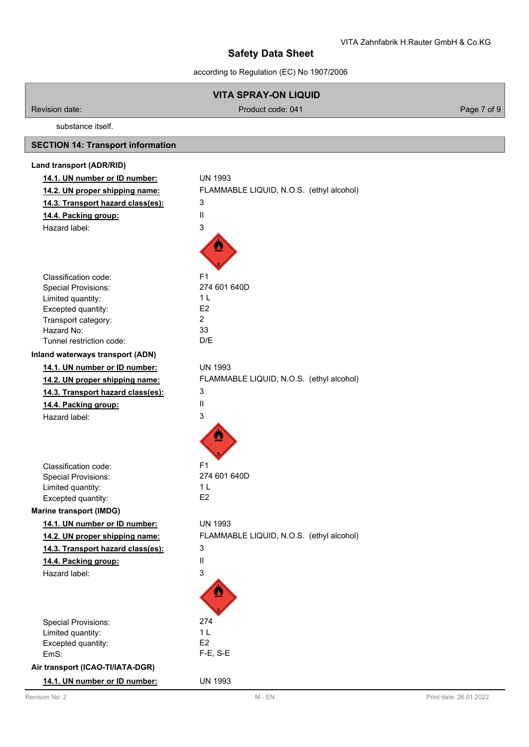substance itself.

## SECTION 14: Transport information

**Land transport (ADR/RID)**

| | |
|---|---|
| **14.1. UN number or ID number:** | UN 1993 |
| **14.2. UN proper shipping name:** | FLAMMABLE LIQUID, N.O.S. (ethyl alcohol) |
| **14.3. Transport hazard class(es):** | 3 |
| **14.4. Packing group:** | II |
| Hazard label: | 3 |
| Classification code: | F1 |
| Special Provisions: | 274 601 640D |
| Limited quantity: | 1 L |
| Excepted quantity: | E2 |
| Transport category: | 2 |
| Hazard No: | 33 |
| Tunnel restriction code: | D/E |

**Inland waterways transport (ADN)**

| | |
|---|---|
| **14.1. UN number or ID number:** | UN 1993 |
| **14.2. UN proper shipping name:** | FLAMMABLE LIQUID, N.O.S. (ethyl alcohol) |
| **14.3. Transport hazard class(es):** | 3 |
| **14.4. Packing group:** | II |
| Hazard label: | 3 |
| Classification code: | F1 |
| Special Provisions: | 274 601 640D |
| Limited quantity: | 1 L |
| Excepted quantity: | E2 |

**Marine transport (IMDG)**

| | |
|---|---|
| **14.1. UN number or ID number:** | UN 1993 |
| **14.2. UN proper shipping name:** | FLAMMABLE LIQUID, N.O.S. (ethyl alcohol) |
| **14.3. Transport hazard class(es):** | 3 |
| **14.4. Packing group:** | II |
| Hazard label: | 3 |
| Special Provisions: | 274 |
| Limited quantity: | 1 L |
| Excepted quantity: | E2 |
| EmS: | F-E, S-E |

**Air transport (ICAO-TI/IATA-DGR)**

| | |
|---|---|
| **14.1. UN number or ID number:** | UN 1993 |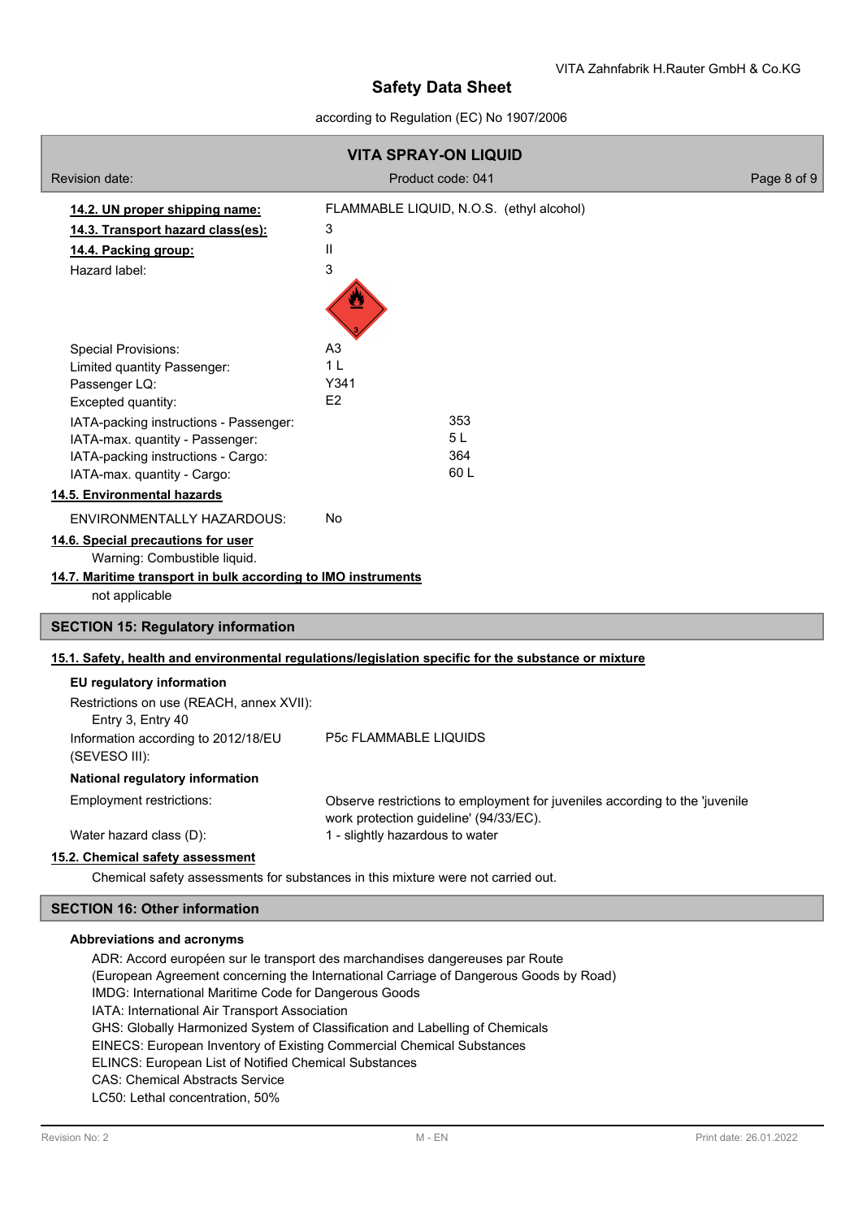**14.2. UN proper shipping name:** FLAMMABLE LIQUID, N.O.S. (ethyl alcohol)

**14.3. Transport hazard class(es):** 3

**14.4. Packing group:** II

Hazard label: 3

Special Provisions: A3

Limited quantity Passenger: 1 L

Passenger LQ: Y341

Excepted quantity: E2

IATA-packing instructions - Passenger: 353

IATA-max. quantity - Passenger: 5 L

IATA-packing instructions - Cargo: 364

IATA-max. quantity - Cargo: 60 L

**14.5. Environmental hazards**

ENVIRONMENTALLY HAZARDOUS: No

**14.6. Special precautions for user**

Warning: Combustible liquid.

**14.7. Maritime transport in bulk according to IMO instruments**

not applicable

## SECTION 15: Regulatory information

**15.1. Safety, health and environmental regulations/legislation specific for the substance or mixture**

**EU regulatory information**

Restrictions on use (REACH, annex XVII):
Entry 3, Entry 40

Information according to 2012/18/EU (SEVESO III): P5c FLAMMABLE LIQUIDS

**National regulatory information**

Employment restrictions: Observe restrictions to employment for juveniles according to the 'juvenile work protection guideline' (94/33/EC).

Water hazard class (D): 1 - slightly hazardous to water

**15.2. Chemical safety assessment**

Chemical safety assessments for substances in this mixture were not carried out.

## SECTION 16: Other information

**Abbreviations and acronyms**

ADR: Accord européen sur le transport des marchandises dangereuses par Route
(European Agreement concerning the International Carriage of Dangerous Goods by Road)
IMDG: International Maritime Code for Dangerous Goods
IATA: International Air Transport Association
GHS: Globally Harmonized System of Classification and Labelling of Chemicals
EINECS: European Inventory of Existing Commercial Chemical Substances
ELINCS: European List of Notified Chemical Substances
CAS: Chemical Abstracts Service
LC50: Lethal concentration, 50%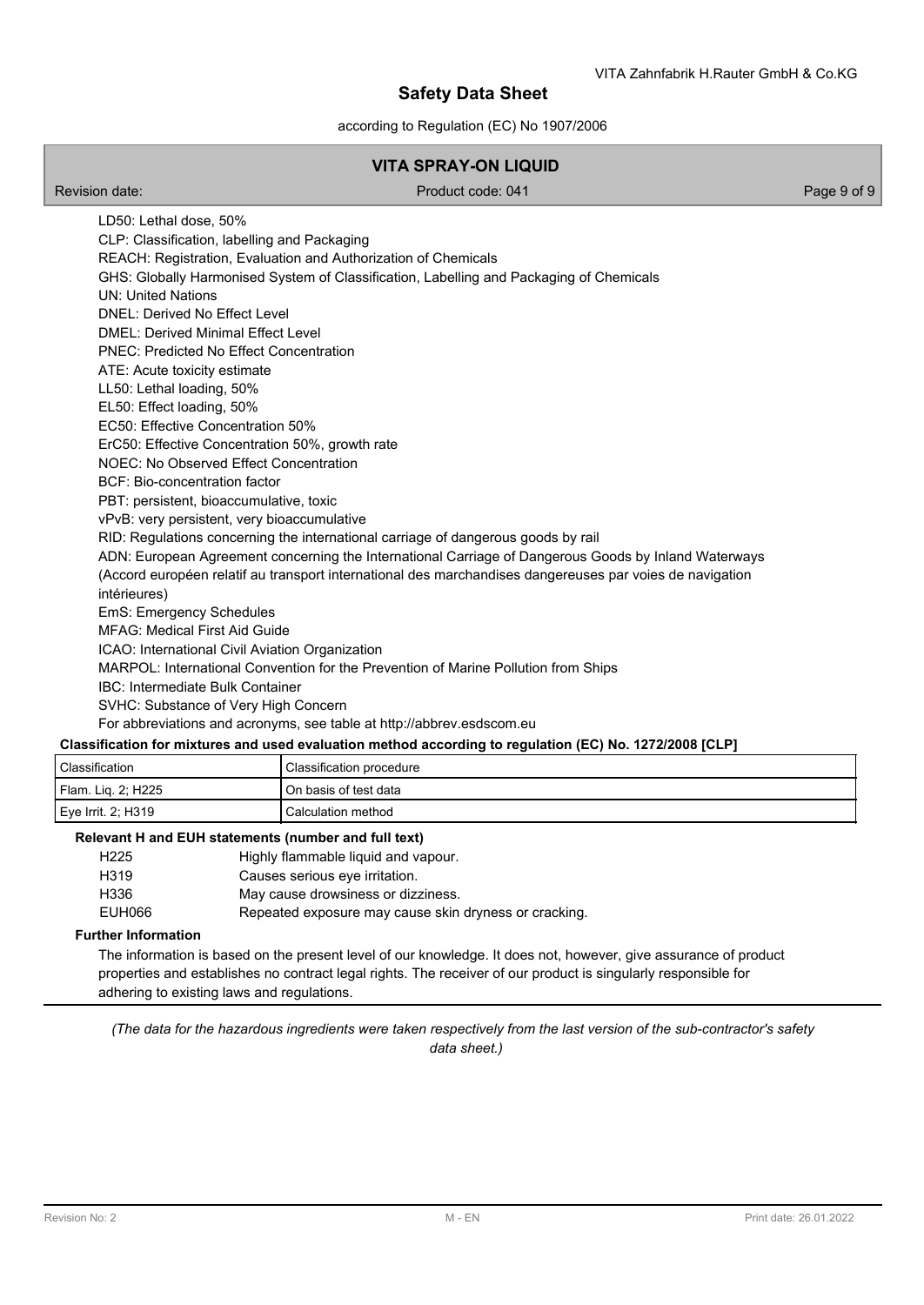LD50: Lethal dose, 50%
CLP: Classification, labelling and Packaging
REACH: Registration, Evaluation and Authorization of Chemicals
GHS: Globally Harmonised System of Classification, Labelling and Packaging of Chemicals
UN: United Nations
DNEL: Derived No Effect Level
DMEL: Derived Minimal Effect Level
PNEC: Predicted No Effect Concentration
ATE: Acute toxicity estimate
LL50: Lethal loading, 50%
EL50: Effect loading, 50%
EC50: Effective Concentration 50%
ErC50: Effective Concentration 50%, growth rate
NOEC: No Observed Effect Concentration
BCF: Bio-concentration factor
PBT: persistent, bioaccumulative, toxic
vPvB: very persistent, very bioaccumulative
RID: Regulations concerning the international carriage of dangerous goods by rail
ADN: European Agreement concerning the International Carriage of Dangerous Goods by Inland Waterways (Accord européen relatif au transport international des marchandises dangereuses par voies de navigation intérieures)
EmS: Emergency Schedules
MFAG: Medical First Aid Guide
ICAO: International Civil Aviation Organization
MARPOL: International Convention for the Prevention of Marine Pollution from Ships
IBC: Intermediate Bulk Container
SVHC: Substance of Very High Concern
For abbreviations and acronyms, see table at http://abbrev.esdscom.eu

**Classification for mixtures and used evaluation method according to regulation (EC) No. 1272/2008 [CLP]**

| Classification | Classification procedure |
|---|---|
| Flam. Liq. 2; H225 | On basis of test data |
| Eye Irrit. 2; H319 | Calculation method |

**Relevant H and EUH statements (number and full text)**

| | |
|---|---|
| H225 | Highly flammable liquid and vapour. |
| H319 | Causes serious eye irritation. |
| H336 | May cause drowsiness or dizziness. |
| EUH066 | Repeated exposure may cause skin dryness or cracking. |

**Further Information**

The information is based on the present level of our knowledge. It does not, however, give assurance of product properties and establishes no contract legal rights. The receiver of our product is singularly responsible for adhering to existing laws and regulations.

*(The data for the hazardous ingredients were taken respectively from the last version of the sub-contractor's safety data sheet.)*